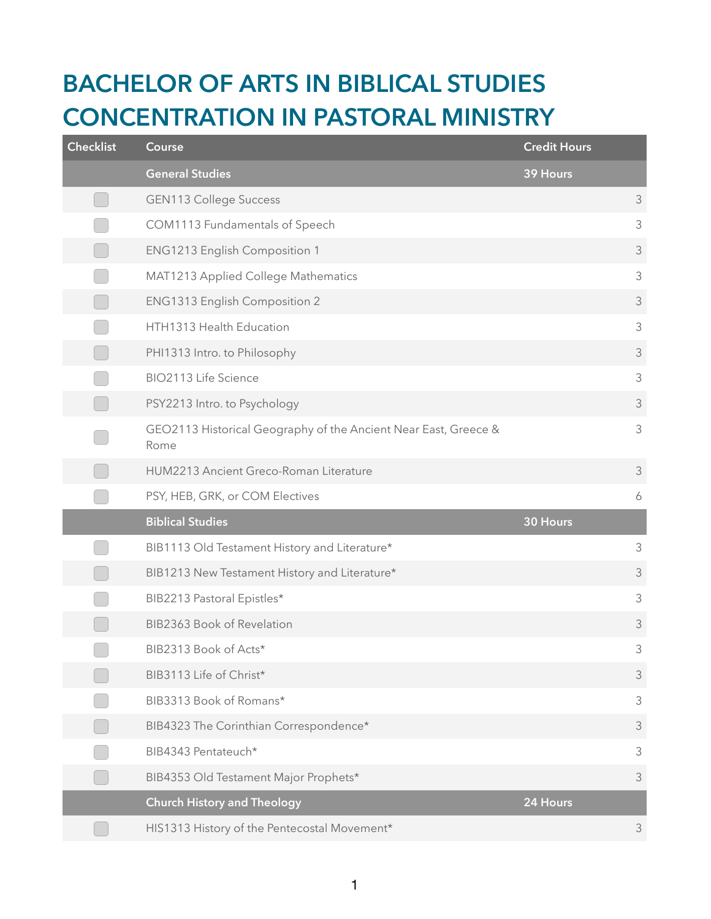# BACHELOR OF ARTS IN BIBLICAL STUDIES CONCENTRATION IN PASTORAL MINISTRY

| Checklist | Course | Credit Hours |
| --- | --- | --- |
| | **General Studies** | **39 Hours** |
| ☐ | GEN113 College Success | 3 |
| ☐ | COM1113 Fundamentals of Speech | 3 |
| ☐ | ENG1213 English Composition 1 | 3 |
| ☐ | MAT1213 Applied College Mathematics | 3 |
| ☐ | ENG1313 English Composition 2 | 3 |
| ☐ | HTH1313 Health Education | 3 |
| ☐ | PHI1313 Intro. to Philosophy | 3 |
| ☐ | BIO2113 Life Science | 3 |
| ☐ | PSY2213 Intro. to Psychology | 3 |
| ☐ | GEO2113 Historical Geography of the Ancient Near East, Greece & Rome | 3 |
| ☐ | HUM2213 Ancient Greco-Roman Literature | 3 |
| ☐ | PSY, HEB, GRK, or COM Electives | 6 |
| | **Biblical Studies** | **30 Hours** |
| ☐ | BIB1113 Old Testament History and Literature* | 3 |
| ☐ | BIB1213 New Testament History and Literature* | 3 |
| ☐ | BIB2213 Pastoral Epistles* | 3 |
| ☐ | BIB2363 Book of Revelation | 3 |
| ☐ | BIB2313 Book of Acts* | 3 |
| ☐ | BIB3113 Life of Christ* | 3 |
| ☐ | BIB3313 Book of Romans* | 3 |
| ☐ | BIB4323 The Corinthian Correspondence* | 3 |
| ☐ | BIB4343 Pentateuch* | 3 |
| ☐ | BIB4353 Old Testament Major Prophets* | 3 |
| | **Church History and Theology** | **24 Hours** |
| ☐ | HIS1313 History of the Pentecostal Movement* | 3 |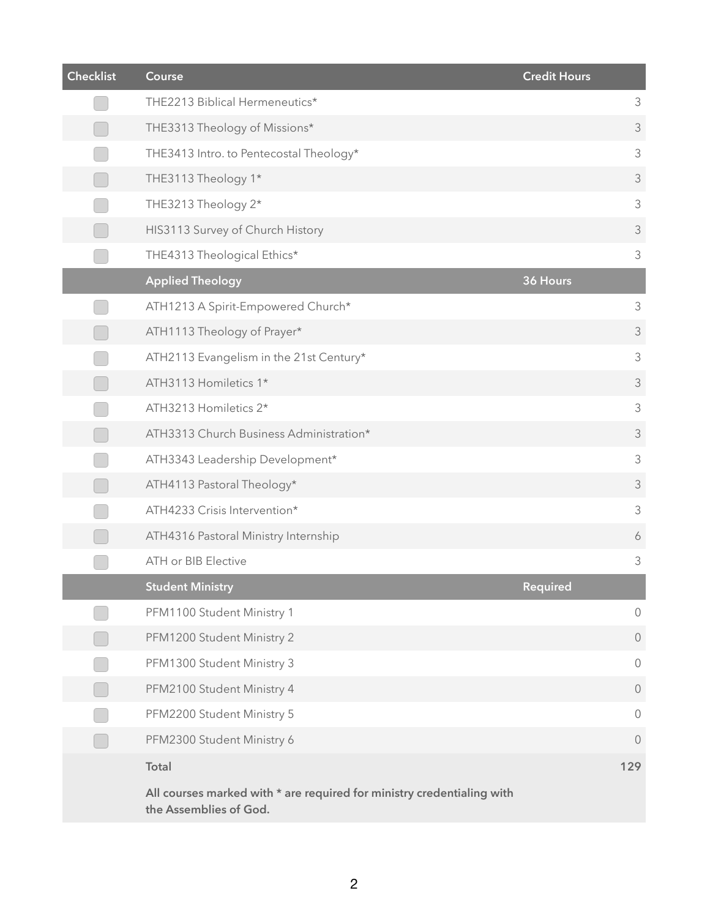| Checklist | Course | Credit Hours |
| --- | --- | --- |
| | THE2213 Biblical Hermeneutics* | 3 |
| | THE3313 Theology of Missions* | 3 |
| | THE3413 Intro. to Pentecostal Theology* | 3 |
| | THE3113 Theology 1* | 3 |
| | THE3213 Theology 2* | 3 |
| | HIS3113 Survey of Church History | 3 |
| | THE4313 Theological Ethics* | 3 |
| | **Applied Theology** | **36 Hours** |
| | ATH1213 A Spirit-Empowered Church* | 3 |
| | ATH1113 Theology of Prayer* | 3 |
| | ATH2113 Evangelism in the 21st Century* | 3 |
| | ATH3113 Homiletics 1* | 3 |
| | ATH3213 Homiletics 2* | 3 |
| | ATH3313 Church Business Administration* | 3 |
| | ATH3343 Leadership Development* | 3 |
| | ATH4113 Pastoral Theology* | 3 |
| | ATH4233 Crisis Intervention* | 3 |
| | ATH4316 Pastoral Ministry Internship | 6 |
| | ATH or BIB Elective | 3 |
| | **Student Ministry** | **Required** |
| | PFM1100 Student Ministry 1 | 0 |
| | PFM1200 Student Ministry 2 | 0 |
| | PFM1300 Student Ministry 3 | 0 |
| | PFM2100 Student Ministry 4 | 0 |
| | PFM2200 Student Ministry 5 | 0 |
| | PFM2300 Student Ministry 6 | 0 |
| | **Total** | **129** |

**All courses marked with * are required for ministry credentialing with the Assemblies of God.**